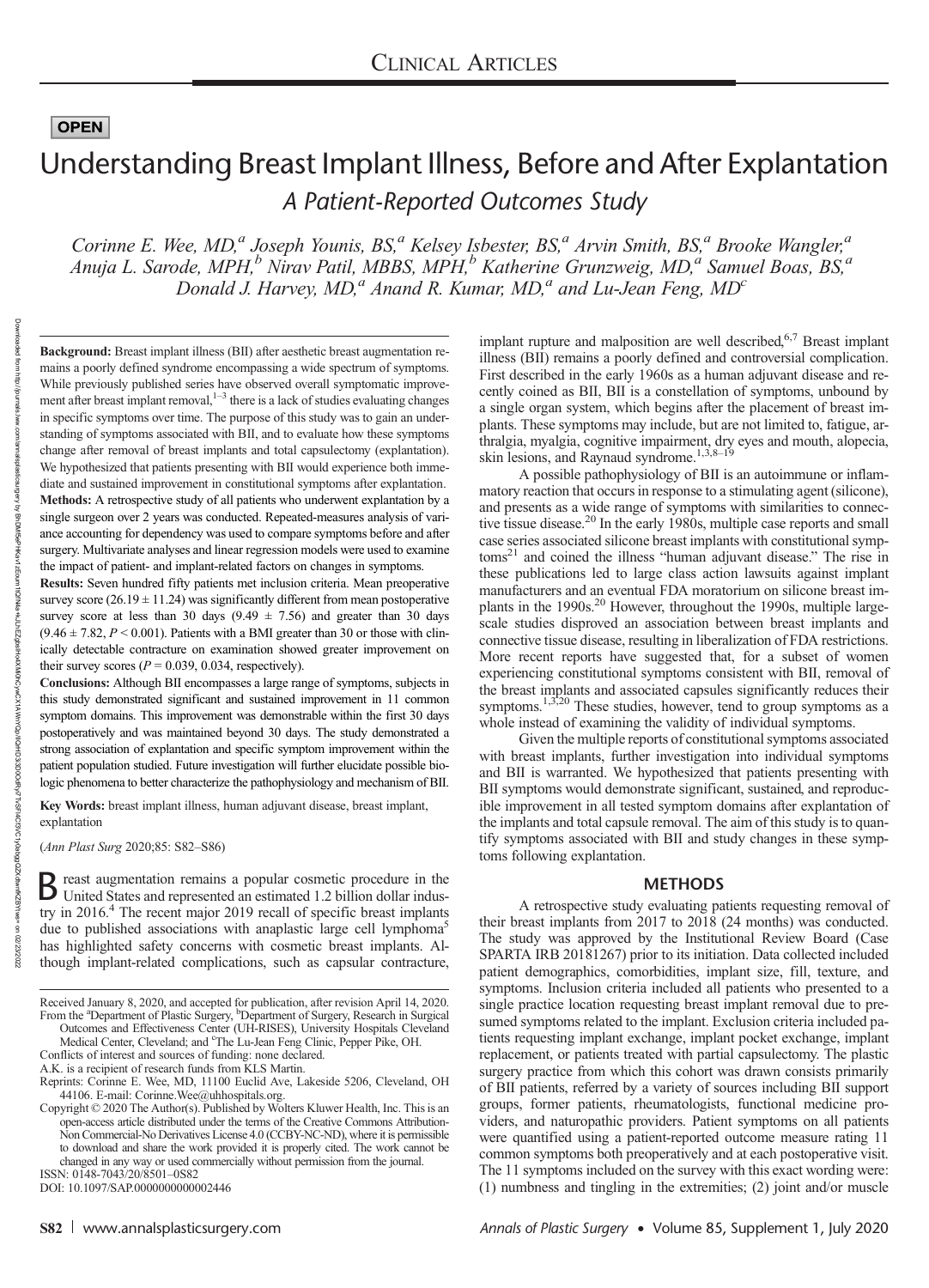OPEN

# Understanding Breast Implant Illness, Before and After Explantation

## *A Patient-Reported Outcomes Study*

*Corinne E. Wee, MD,[a] Joseph Younis, BS,[a] Kelsey Isbester, BS,[a] Arvin Smith, BS,[a] Brooke Wangler,[a] Anuja L. Sarode, MPH,[b] Nirav Patil, MBBS, MPH,[b] Katherine Grunzweig, MD,[a] Samuel Boas, BS,[a] Donald J. Harvey, MD,[a] Anand R. Kumar, MD,[a] and Lu-Jean Feng, MD[c]*

**Background:** Breast implant illness (BII) after aesthetic breast augmentation remains a poorly defined syndrome encompassing a wide spectrum of symptoms. While previously published series have observed overall symptomatic improvement after breast implant removal,[1–3] there is a lack of studies evaluating changes in specific symptoms over time. The purpose of this study was to gain an understanding of symptoms associated with BII, and to evaluate how these symptoms change after removal of breast implants and total capsulectomy (explantation). We hypothesized that patients presenting with BII would experience both immediate and sustained improvement in constitutional symptoms after explantation.

**Methods:** A retrospective study of all patients who underwent explantation by a single surgeon over 2 years was conducted. Repeated-measures analysis of variance accounting for dependency was used to compare symptoms before and after surgery. Multivariate analyses and linear regression models were used to examine the impact of patient- and implant-related factors on changes in symptoms.

**Results:** Seven hundred fifty patients met inclusion criteria. Mean preoperative survey score ($26.19 \pm 11.24$) was significantly different from mean postoperative survey score at less than 30 days ($9.49 \pm 7.56$) and greater than 30 days ($9.46 \pm 7.82$, $P < 0.001$). Patients with a BMI greater than 30 or those with clinically detectable contracture on examination showed greater improvement on their survey scores ($P = 0.039$, 0.034, respectively).

**Conclusions:** Although BII encompasses a large range of symptoms, subjects in this study demonstrated significant and sustained improvement in 11 common symptom domains. This improvement was demonstrable within the first 30 days postoperatively and was maintained beyond 30 days. The study demonstrated a strong association of explantation and specific symptom improvement within the patient population studied. Future investigation will further elucidate possible biologic phenomena to better characterize the pathophysiology and mechanism of BII.

**Key Words:** breast implant illness, human adjuvant disease, breast implant, explantation

(*Ann Plast Surg* 2020;85: S82–S86)

Breast augmentation remains a popular cosmetic procedure in the United States and represented an estimated 1.2 billion dollar industry in 2016.[4] The recent major 2019 recall of specific breast implants due to published associations with anaplastic large cell lymphoma[5] has highlighted safety concerns with cosmetic breast implants. Although implant-related complications, such as capsular contracture, implant rupture and malposition are well described,[6,7] Breast implant illness (BII) remains a poorly defined and controversial complication. First described in the early 1960s as a human adjuvant disease and recently coined as BII, BII is a constellation of symptoms, unbound by a single organ system, which begins after the placement of breast implants. These symptoms may include, but are not limited to, fatigue, arthralgia, myalgia, cognitive impairment, dry eyes and mouth, alopecia, skin lesions, and Raynaud syndrome.[1,3,8–19]

A possible pathophysiology of BII is an autoimmune or inflammatory reaction that occurs in response to a stimulating agent (silicone), and presents as a wide range of symptoms with similarities to connective tissue disease.[20] In the early 1980s, multiple case reports and small case series associated silicone breast implants with constitutional symptoms[21] and coined the illness "human adjuvant disease." The rise in these publications led to large class action lawsuits against implant manufacturers and an eventual FDA moratorium on silicone breast implants in the 1990s.[20] However, throughout the 1990s, multiple large-scale studies disproved an association between breast implants and connective tissue disease, resulting in liberalization of FDA restrictions. More recent reports have suggested that, for a subset of women experiencing constitutional symptoms consistent with BII, removal of the breast implants and associated capsules significantly reduces their symptoms.[1,3,20] These studies, however, tend to group symptoms as a whole instead of examining the validity of individual symptoms.

Given the multiple reports of constitutional symptoms associated with breast implants, further investigation into individual symptoms and BII is warranted. We hypothesized that patients presenting with BII symptoms would demonstrate significant, sustained, and reproducible improvement in all tested symptom domains after explantation of the implants and total capsule removal. The aim of this study is to quantify symptoms associated with BII and study changes in these symptoms following explantation.

## METHODS

A retrospective study evaluating patients requesting removal of their breast implants from 2017 to 2018 (24 months) was conducted. The study was approved by the Institutional Review Board (Case SPARTA IRB 20181267) prior to its initiation. Data collected included patient demographics, comorbidities, implant size, fill, texture, and symptoms. Inclusion criteria included all patients who presented to a single practice location requesting breast implant removal due to presumed symptoms related to the implant. Exclusion criteria included patients requesting implant exchange, implant pocket exchange, implant replacement, or patients treated with partial capsulectomy. The plastic surgery practice from which this cohort was drawn consists primarily of BII patients, referred by a variety of sources including BII support groups, former patients, rheumatologists, functional medicine providers, and naturopathic providers. Patient symptoms on all patients were quantified using a patient-reported outcome measure rating 11 common symptoms both preoperatively and at each postoperative visit. The 11 symptoms included on the survey with this exact wording were: (1) numbness and tingling in the extremities; (2) joint and/or muscle

---

Received January 8, 2020, and accepted for publication, after revision April 14, 2020.
From the [a]Department of Plastic Surgery, [b]Department of Surgery, Research in Surgical Outcomes and Effectiveness Center (UH-RISES), University Hospitals Cleveland Medical Center, Cleveland; and [c]The Lu-Jean Feng Clinic, Pepper Pike, OH.
Conflicts of interest and sources of funding: none declared.
A.K. is a recipient of research funds from KLS Martin.
Reprints: Corinne E. Wee, MD, 11100 Euclid Ave, Lakeside 5206, Cleveland, OH 44106. E-mail: Corinne.Wee@uhhospitals.org.
Copyright © 2020 The Author(s). Published by Wolters Kluwer Health, Inc. This is an open-access article distributed under the terms of the Creative Commons Attribution-Non Commercial-No Derivatives License 4.0 (CCBY-NC-ND), where it is permissible to download and share the work provided it is properly cited. The work cannot be changed in any way or used commercially without permission from the journal.
ISSN: 0148-7043/20/8501–0S82
DOI: 10.1097/SAP.0000000000002446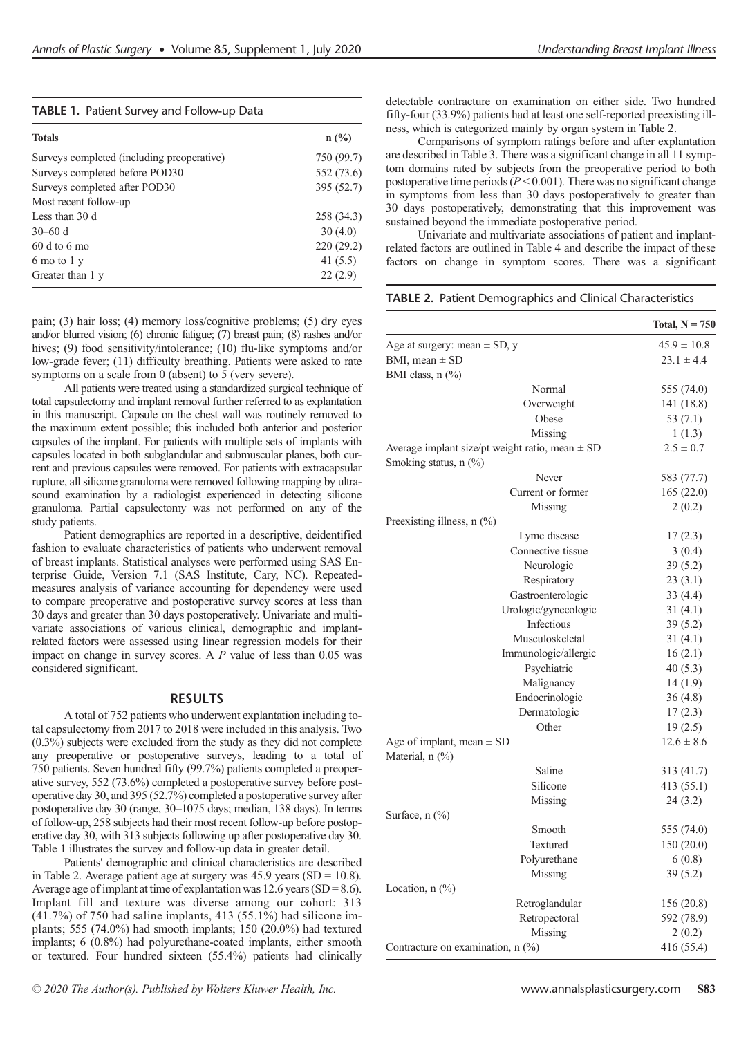**TABLE 1.** Patient Survey and Follow-up Data

| Totals | n (%) |
|---|---|
| Surveys completed (including preoperative) | 750 (99.7) |
| Surveys completed before POD30 | 552 (73.6) |
| Surveys completed after POD30 | 395 (52.7) |
| Most recent follow-up | |
| Less than 30 d | 258 (34.3) |
| 30–60 d | 30 (4.0) |
| 60 d to 6 mo | 220 (29.2) |
| 6 mo to 1 y | 41 (5.5) |
| Greater than 1 y | 22 (2.9) |

pain; (3) hair loss; (4) memory loss/cognitive problems; (5) dry eyes and/or blurred vision; (6) chronic fatigue; (7) breast pain; (8) rashes and/or hives; (9) food sensitivity/intolerance; (10) flu-like symptoms and/or low-grade fever; (11) difficulty breathing. Patients were asked to rate symptoms on a scale from 0 (absent) to 5 (very severe).

All patients were treated using a standardized surgical technique of total capsulectomy and implant removal further referred to as explantation in this manuscript. Capsule on the chest wall was routinely removed to the maximum extent possible; this included both anterior and posterior capsules of the implant. For patients with multiple sets of implants with capsules located in both subglandular and submuscular planes, both current and previous capsules were removed. For patients with extracapsular rupture, all silicone granuloma were removed following mapping by ultrasound examination by a radiologist experienced in detecting silicone granuloma. Partial capsulectomy was not performed on any of the study patients.

Patient demographics are reported in a descriptive, deidentified fashion to evaluate characteristics of patients who underwent removal of breast implants. Statistical analyses were performed using SAS Enterprise Guide, Version 7.1 (SAS Institute, Cary, NC). Repeated-measures analysis of variance accounting for dependency were used to compare preoperative and postoperative survey scores at less than 30 days and greater than 30 days postoperatively. Univariate and multivariate associations of various clinical, demographic and implant-related factors were assessed using linear regression models for their impact on change in survey scores. A $P$ value of less than 0.05 was considered significant.

## RESULTS

A total of 752 patients who underwent explantation including total capsulectomy from 2017 to 2018 were included in this analysis. Two (0.3%) subjects were excluded from the study as they did not complete any preoperative or postoperative surveys, leading to a total of 750 patients. Seven hundred fifty (99.7%) patients completed a preoperative survey, 552 (73.6%) completed a postoperative survey before postoperative day 30, and 395 (52.7%) completed a postoperative survey after postoperative day 30 (range, 30–1075 days; median, 138 days). In terms of follow-up, 258 subjects had their most recent follow-up before postoperative day 30, with 313 subjects following up after postoperative day 30. Table 1 illustrates the survey and follow-up data in greater detail.

Patients' demographic and clinical characteristics are described in Table 2. Average patient age at surgery was 45.9 years (SD = 10.8). Average age of implant at time of explantation was 12.6 years (SD = 8.6). Implant fill and texture was diverse among our cohort: 313 (41.7%) of 750 had saline implants, 413 (55.1%) had silicone implants; 555 (74.0%) had smooth implants; 150 (20.0%) had textured implants; 6 (0.8%) had polyurethane-coated implants, either smooth or textured. Four hundred sixteen (55.4%) patients had clinically detectable contracture on examination on either side. Two hundred fifty-four (33.9%) patients had at least one self-reported preexisting illness, which is categorized mainly by organ system in Table 2.

Comparisons of symptom ratings before and after explantation are described in Table 3. There was a significant change in all 11 symptom domains rated by subjects from the preoperative period to both postoperative time periods ($P < 0.001$). There was no significant change in symptoms from less than 30 days postoperatively to greater than 30 days postoperatively, demonstrating that this improvement was sustained beyond the immediate postoperative period.

Univariate and multivariate associations of patient and implant-related factors are outlined in Table 4 and describe the impact of these factors on change in symptom scores. There was a significant

**TABLE 2.** Patient Demographics and Clinical Characteristics

| | Total, N = 750 |
|---|---|
| Age at surgery: mean ± SD, y | 45.9 ± 10.8 |
| BMI, mean ± SD | 23.1 ± 4.4 |
| BMI class, n (%) | |
| Normal | 555 (74.0) |
| Overweight | 141 (18.8) |
| Obese | 53 (7.1) |
| Missing | 1 (1.3) |
| Average implant size/pt weight ratio, mean ± SD | 2.5 ± 0.7 |
| Smoking status, n (%) | |
| Never | 583 (77.7) |
| Current or former | 165 (22.0) |
| Missing | 2 (0.2) |
| Preexisting illness, n (%) | |
| Lyme disease | 17 (2.3) |
| Connective tissue | 3 (0.4) |
| Neurologic | 39 (5.2) |
| Respiratory | 23 (3.1) |
| Gastroenterologic | 33 (4.4) |
| Urologic/gynecologic | 31 (4.1) |
| Infectious | 39 (5.2) |
| Musculoskeletal | 31 (4.1) |
| Immunologic/allergic | 16 (2.1) |
| Psychiatric | 40 (5.3) |
| Malignancy | 14 (1.9) |
| Endocrinologic | 36 (4.8) |
| Dermatologic | 17 (2.3) |
| Other | 19 (2.5) |
| Age of implant, mean ± SD | 12.6 ± 8.6 |
| Material, n (%) | |
| Saline | 313 (41.7) |
| Silicone | 413 (55.1) |
| Missing | 24 (3.2) |
| Surface, n (%) | |
| Smooth | 555 (74.0) |
| Textured | 150 (20.0) |
| Polyurethane | 6 (0.8) |
| Missing | 39 (5.2) |
| Location, n (%) | |
| Retroglandular | 156 (20.8) |
| Retropectoral | 592 (78.9) |
| Missing | 2 (0.2) |
| Contracture on examination, n (%) | 416 (55.4) |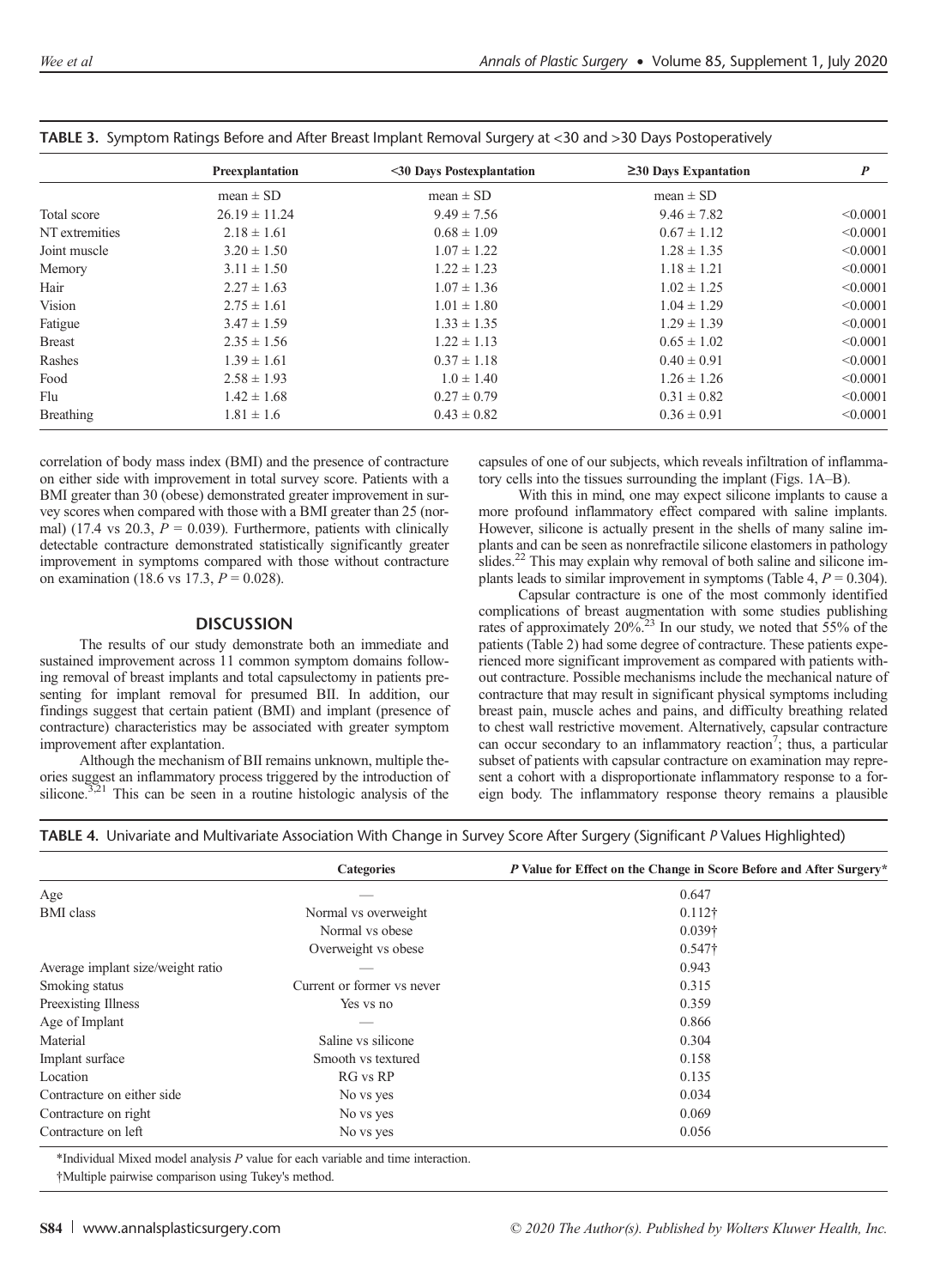**TABLE 3.** Symptom Ratings Before and After Breast Implant Removal Surgery at <30 and >30 Days Postoperatively

| | Preexplantation | <30 Days Postexplantation | ≥30 Days Expantation | P |
|---|---|---|---|---|
| | mean ± SD | mean ± SD | mean ± SD | |
| Total score | 26.19 ± 11.24 | 9.49 ± 7.56 | 9.46 ± 7.82 | <0.0001 |
| NT extremities | 2.18 ± 1.61 | 0.68 ± 1.09 | 0.67 ± 1.12 | <0.0001 |
| Joint muscle | 3.20 ± 1.50 | 1.07 ± 1.22 | 1.28 ± 1.35 | <0.0001 |
| Memory | 3.11 ± 1.50 | 1.22 ± 1.23 | 1.18 ± 1.21 | <0.0001 |
| Hair | 2.27 ± 1.63 | 1.07 ± 1.36 | 1.02 ± 1.25 | <0.0001 |
| Vision | 2.75 ± 1.61 | 1.01 ± 1.80 | 1.04 ± 1.29 | <0.0001 |
| Fatigue | 3.47 ± 1.59 | 1.33 ± 1.35 | 1.29 ± 1.39 | <0.0001 |
| Breast | 2.35 ± 1.56 | 1.22 ± 1.13 | 0.65 ± 1.02 | <0.0001 |
| Rashes | 1.39 ± 1.61 | 0.37 ± 1.18 | 0.40 ± 0.91 | <0.0001 |
| Food | 2.58 ± 1.93 | 1.0 ± 1.40 | 1.26 ± 1.26 | <0.0001 |
| Flu | 1.42 ± 1.68 | 0.27 ± 0.79 | 0.31 ± 0.82 | <0.0001 |
| Breathing | 1.81 ± 1.6 | 0.43 ± 0.82 | 0.36 ± 0.91 | <0.0001 |

correlation of body mass index (BMI) and the presence of contracture on either side with improvement in total survey score. Patients with a BMI greater than 30 (obese) demonstrated greater improvement in survey scores when compared with those with a BMI greater than 25 (normal) (17.4 vs 20.3, $P = 0.039$). Furthermore, patients with clinically detectable contracture demonstrated statistically significantly greater improvement in symptoms compared with those without contracture on examination (18.6 vs 17.3, $P = 0.028$).

## DISCUSSION

The results of our study demonstrate both an immediate and sustained improvement across 11 common symptom domains following removal of breast implants and total capsulectomy in patients presenting for implant removal for presumed BII. In addition, our findings suggest that certain patient (BMI) and implant (presence of contracture) characteristics may be associated with greater symptom improvement after explantation.

Although the mechanism of BII remains unknown, multiple theories suggest an inflammatory process triggered by the introduction of silicone.[3,21] This can be seen in a routine histologic analysis of the capsules of one of our subjects, which reveals infiltration of inflammatory cells into the tissues surrounding the implant (Figs. 1A–B).

With this in mind, one may expect silicone implants to cause a more profound inflammatory effect compared with saline implants. However, silicone is actually present in the shells of many saline implants and can be seen as nonrefractile silicone elastomers in pathology slides.[22] This may explain why removal of both saline and silicone implants leads to similar improvement in symptoms (Table 4, $P = 0.304$).

Capsular contracture is one of the most commonly identified complications of breast augmentation with some studies publishing rates of approximately 20%.[23] In our study, we noted that 55% of the patients (Table 2) had some degree of contracture. These patients experienced more significant improvement as compared with patients without contracture. Possible mechanisms include the mechanical nature of contracture that may result in significant physical symptoms including breast pain, muscle aches and pains, and difficulty breathing related to chest wall restrictive movement. Alternatively, capsular contracture can occur secondary to an inflammatory reaction[7]; thus, a particular subset of patients with capsular contracture on examination may represent a cohort with a disproportionate inflammatory response to a foreign body. The inflammatory response theory remains a plausible

**TABLE 4.** Univariate and Multivariate Association With Change in Survey Score After Surgery (Significant P Values Highlighted)

| | Categories | P Value for Effect on the Change in Score Before and After Surgery* |
|---|---|---|
| Age | — | 0.647 |
| BMI class | Normal vs overweight | 0.112† |
| | Normal vs obese | 0.039† |
| | Overweight vs obese | 0.547† |
| Average implant size/weight ratio | — | 0.943 |
| Smoking status | Current or former vs never | 0.315 |
| Preexisting Illness | Yes vs no | 0.359 |
| Age of Implant | — | 0.866 |
| Material | Saline vs silicone | 0.304 |
| Implant surface | Smooth vs textured | 0.158 |
| Location | RG vs RP | 0.135 |
| Contracture on either side | No vs yes | 0.034 |
| Contracture on right | No vs yes | 0.069 |
| Contracture on left | No vs yes | 0.056 |

*Individual Mixed model analysis P value for each variable and time interaction.

†Multiple pairwise comparison using Tukey's method.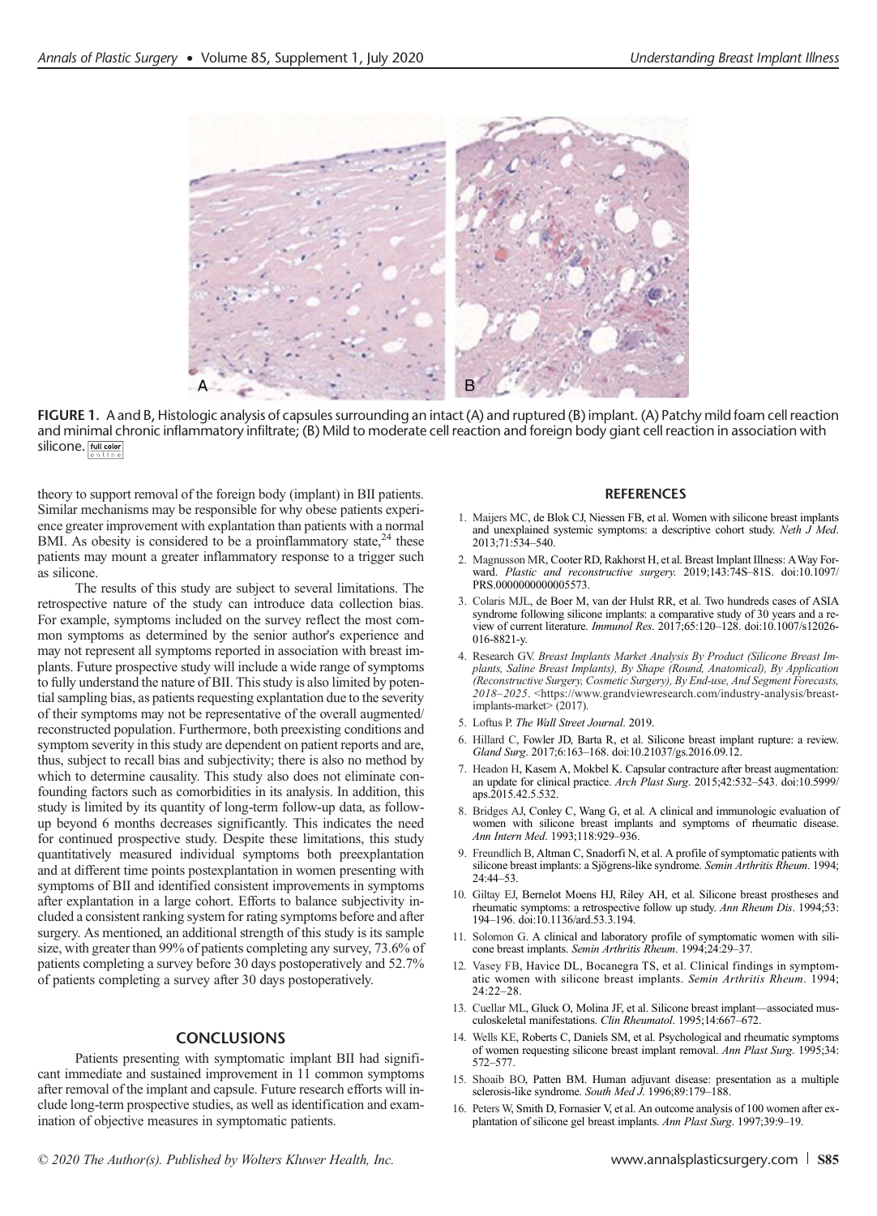**FIGURE 1.** A and B, Histologic analysis of capsules surrounding an intact (A) and ruptured (B) implant. (A) Patchy mild foam cell reaction and minimal chronic inflammatory infiltrate; (B) Mild to moderate cell reaction and foreign body giant cell reaction in association with silicone.

theory to support removal of the foreign body (implant) in BII patients. Similar mechanisms may be responsible for why obese patients experience greater improvement with explantation than patients with a normal BMI. As obesity is considered to be a proinflammatory state,[24] these patients may mount a greater inflammatory response to a trigger such as silicone.

The results of this study are subject to several limitations. The retrospective nature of the study can introduce data collection bias. For example, symptoms included on the survey reflect the most common symptoms as determined by the senior author's experience and may not represent all symptoms reported in association with breast implants. Future prospective study will include a wide range of symptoms to fully understand the nature of BII. This study is also limited by potential sampling bias, as patients requesting explantation due to the severity of their symptoms may not be representative of the overall augmented/reconstructed population. Furthermore, both preexisting conditions and symptom severity in this study are dependent on patient reports and are, thus, subject to recall bias and subjectivity; there is also no method by which to determine causality. This study also does not eliminate confounding factors such as comorbidities in its analysis. In addition, this study is limited by its quantity of long-term follow-up data, as follow-up beyond 6 months decreases significantly. This indicates the need for continued prospective study. Despite these limitations, this study quantitatively measured individual symptoms both preexplantation and at different time points postexplantation in women presenting with symptoms of BII and identified consistent improvements in symptoms after explantation in a large cohort. Efforts to balance subjectivity included a consistent ranking system for rating symptoms before and after surgery. As mentioned, an additional strength of this study is its sample size, with greater than 99% of patients completing any survey, 73.6% of patients completing a survey before 30 days postoperatively and 52.7% of patients completing a survey after 30 days postoperatively.

## CONCLUSIONS

Patients presenting with symptomatic implant BII had significant immediate and sustained improvement in 11 common symptoms after removal of the implant and capsule. Future research efforts will include long-term prospective studies, as well as identification and examination of objective measures in symptomatic patients.

## REFERENCES

1. Maijers MC, de Blok CJ, Niessen FB, et al. Women with silicone breast implants and unexplained systemic symptoms: a descriptive cohort study. *Neth J Med*. 2013;71:534–540.
2. Magnusson MR, Cooter RD, Rakhorst H, et al. Breast Implant Illness: A Way Forward. *Plastic and reconstructive surgery*. 2019;143:74S–81S. doi:10.1097/PRS.0000000000005573.
3. Colaris MJL, de Boer M, van der Hulst RR, et al. Two hundreds cases of ASIA syndrome following silicone implants: a comparative study of 30 years and a review of current literature. *Immunol Res*. 2017;65:120–128. doi:10.1007/s12026-016-8821-y.
4. Research GV. *Breast Implants Market Analysis By Product (Silicone Breast Implants, Saline Breast Implants), By Shape (Round, Anatomical), By Application (Reconstructive Surgery, Cosmetic Surgery), By End-use, And Segment Forecasts, 2018–2025*. <https://www.grandviewresearch.com/industry-analysis/breast-implants-market> (2017).
5. Loftus P. *The Wall Street Journal*. 2019.
6. Hillard C, Fowler JD, Barta R, et al. Silicone breast implant rupture: a review. *Gland Surg*. 2017;6:163–168. doi:10.21037/gs.2016.09.12.
7. Headon H, Kasem A, Mokbel K. Capsular contracture after breast augmentation: an update for clinical practice. *Arch Plast Surg*. 2015;42:532–543. doi:10.5999/aps.2015.42.5.532.
8. Bridges AJ, Conley C, Wang G, et al. A clinical and immunologic evaluation of women with silicone breast implants and symptoms of rheumatic disease. *Ann Intern Med*. 1993;118:929–936.
9. Freundlich B, Altman C, Snadorfi N, et al. A profile of symptomatic patients with silicone breast implants: a Sjögrens-like syndrome. *Semin Arthritis Rheum*. 1994; 24:44–53.
10. Giltay EJ, Bernelot Moens HJ, Riley AH, et al. Silicone breast prostheses and rheumatic symptoms: a retrospective follow up study. *Ann Rheum Dis*. 1994;53: 194–196. doi:10.1136/ard.53.3.194.
11. Solomon G. A clinical and laboratory profile of symptomatic women with silicone breast implants. *Semin Arthritis Rheum*. 1994;24:29–37.
12. Vasey FB, Havice DL, Bocanegra TS, et al. Clinical findings in symptomatic women with silicone breast implants. *Semin Arthritis Rheum*. 1994; 24:22–28.
13. Cuellar ML, Gluck O, Molina JF, et al. Silicone breast implant—associated musculoskeletal manifestations. *Clin Rheumatol*. 1995;14:667–672.
14. Wells KE, Roberts C, Daniels SM, et al. Psychological and rheumatic symptoms of women requesting silicone breast implant removal. *Ann Plast Surg*. 1995;34: 572–577.
15. Shoaib BO, Patten BM. Human adjuvant disease: presentation as a multiple sclerosis-like syndrome. *South Med J*. 1996;89:179–188.
16. Peters W, Smith D, Fornasier V, et al. An outcome analysis of 100 women after explantation of silicone gel breast implants. *Ann Plast Surg*. 1997;39:9–19.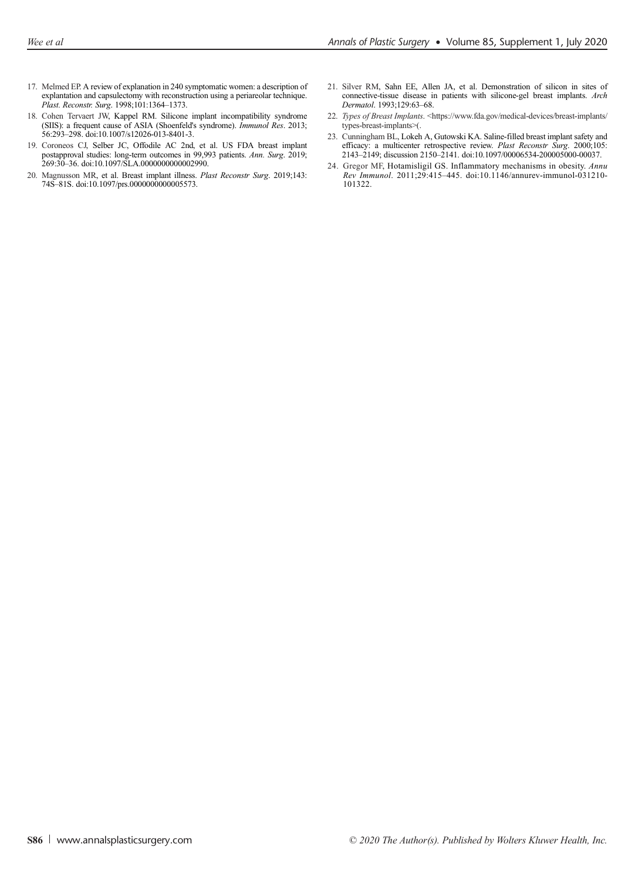17. Melmed EP. A review of explanation in 240 symptomatic women: a description of explantation and capsulectomy with reconstruction using a periareolar technique. *Plast. Reconstr. Surg*. 1998;101:1364–1373.
18. Cohen Tervaert JW, Kappel RM. Silicone implant incompatibility syndrome (SIIS): a frequent cause of ASIA (Shoenfeld's syndrome). *Immunol Res*. 2013; 56:293–298. doi:10.1007/s12026-013-8401-3.
19. Coroneos CJ, Selber JC, Offodile AC 2nd, et al. US FDA breast implant postapproval studies: long-term outcomes in 99,993 patients. *Ann. Surg*. 2019; 269:30–36. doi:10.1097/SLA.0000000000002990.
20. Magnusson MR, et al. Breast implant illness. *Plast Reconstr Surg*. 2019;143: 74S–81S. doi:10.1097/prs.0000000000005573.
21. Silver RM, Sahn EE, Allen JA, et al. Demonstration of silicon in sites of connective-tissue disease in patients with silicone-gel breast implants. *Arch Dermatol*. 1993;129:63–68.
22. *Types of Breast Implants*. <https://www.fda.gov/medical-devices/breast-implants/types-breast-implants>(.
23. Cunningham BL, Lokeh A, Gutowski KA. Saline-filled breast implant safety and efficacy: a multicenter retrospective review. *Plast Reconstr Surg*. 2000;105: 2143–2149; discussion 2150–2141. doi:10.1097/00006534-200005000-00037.
24. Gregor MF, Hotamisligil GS. Inflammatory mechanisms in obesity. *Annu Rev Immunol*. 2011;29:415–445. doi:10.1146/annurev-immunol-031210-101322.